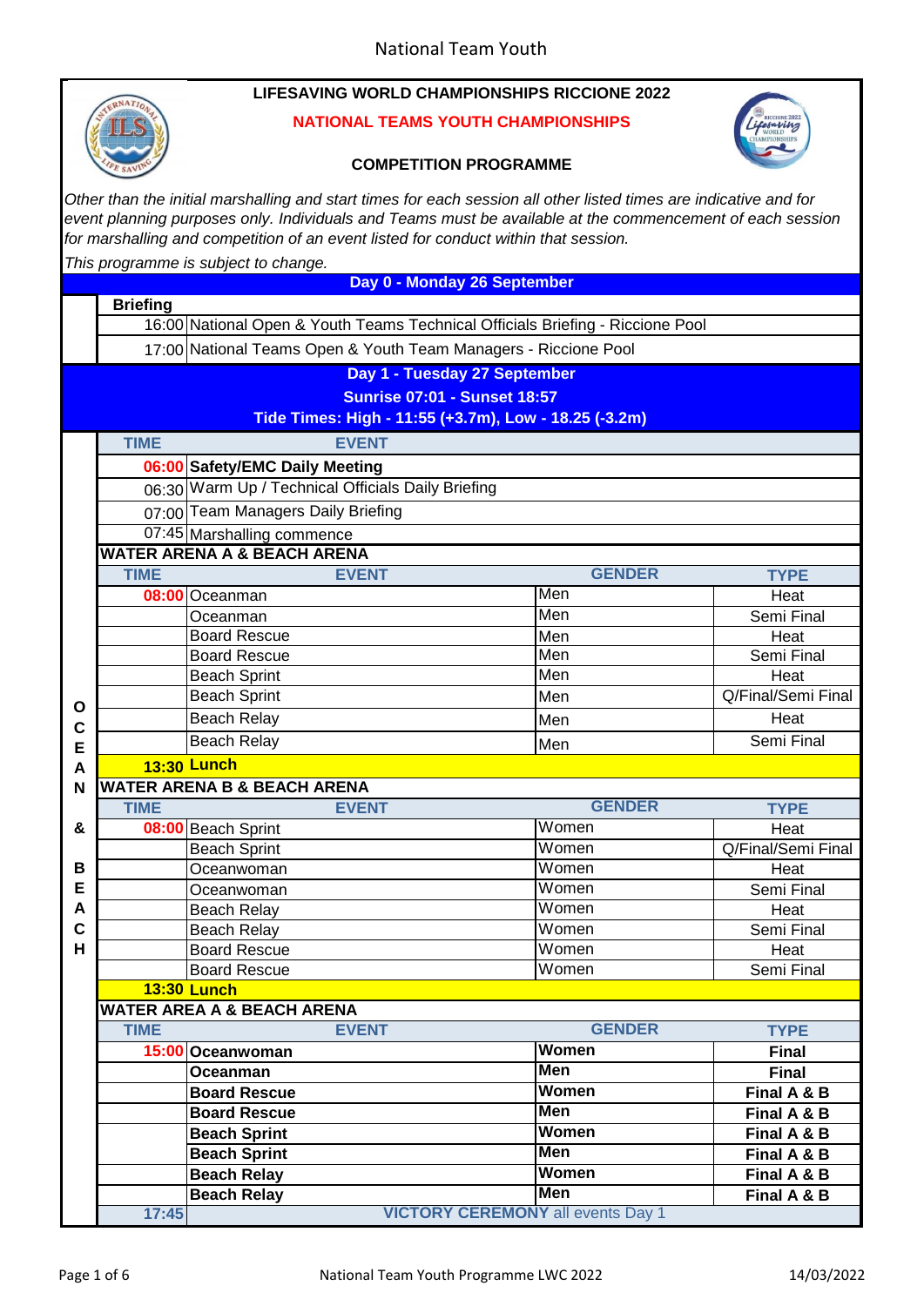# LIFESAVING WORLD CHAMPIONSHIPS RICCIONE 2022

## NATIONAL TEAMS YOUTH CHAMPIONSHIPS

### COMPETITION PROGRAMME

*Other than the initial marshalling and start times for each session all other listed times are indicative and for event planning purposes only. Individuals and Teams must be available at the commencement of each session for marshalling and competition of an event listed for conduct within that session.*

*This programme is subject to change.*

## Day 0 - Monday 26 September

**Briefing**

| | |
|---|---|
| 16:00 | National Open & Youth Teams Technical Officials Briefing - Riccione Pool |
| 17:00 | National Teams Open & Youth Team Managers - Riccione Pool |

## Day 1 - Tuesday 27 September

**Sunrise 07:01 - Sunset 18:57**

**Tide Times: High - 11:55 (+3.7m), Low - 18.25 (-3.2m)**

**OCEAN & BEACH**

| TIME | EVENT |
|---|---|
| **06:00** | **Safety/EMC Daily Meeting** |
| 06:30 | Warm Up / Technical Officials Daily Briefing |
| 07:00 | Team Managers Daily Briefing |
| 07:45 | Marshalling commence |

**WATER ARENA A & BEACH ARENA**

| TIME | EVENT | GENDER | TYPE |
|---|---|---|---|
| **08:00** | Oceanman | Men | Heat |
| | Oceanman | Men | Semi Final |
| | Board Rescue | Men | Heat |
| | Board Rescue | Men | Semi Final |
| | Beach Sprint | Men | Heat |
| | Beach Sprint | Men | Q/Final/Semi Final |
| | Beach Relay | Men | Heat |
| | Beach Relay | Men | Semi Final |
| **13:30** | **Lunch** | | |

**WATER ARENA B & BEACH ARENA**

| TIME | EVENT | GENDER | TYPE |
|---|---|---|---|
| **08:00** | Beach Sprint | Women | Heat |
| | Beach Sprint | Women | Q/Final/Semi Final |
| | Oceanwoman | Women | Heat |
| | Oceanwoman | Women | Semi Final |
| | Beach Relay | Women | Heat |
| | Beach Relay | Women | Semi Final |
| | Board Rescue | Women | Heat |
| | Board Rescue | Women | Semi Final |
| **13:30** | **Lunch** | | |

**WATER AREA A & BEACH ARENA**

| TIME | EVENT | GENDER | TYPE |
|---|---|---|---|
| **15:00** | **Oceanwoman** | **Women** | **Final** |
| | **Oceanman** | **Men** | **Final** |
| | **Board Rescue** | **Women** | **Final A & B** |
| | **Board Rescue** | **Men** | **Final A & B** |
| | **Beach Sprint** | **Women** | **Final A & B** |
| | **Beach Sprint** | **Men** | **Final A & B** |
| | **Beach Relay** | **Women** | **Final A & B** |
| | **Beach Relay** | **Men** | **Final A & B** |
| **17:45** | **VICTORY CEREMONY** all events Day 1 | | |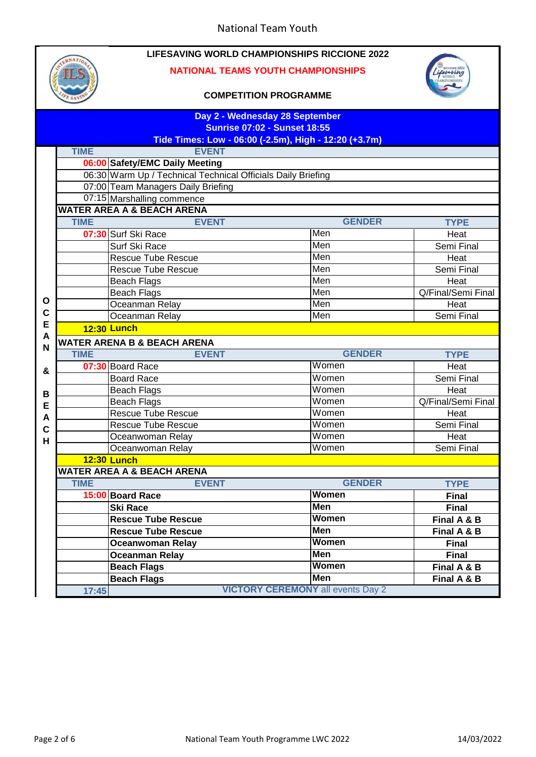National Team Youth

# LIFESAVING WORLD CHAMPIONSHIPS RICCIONE 2022

## NATIONAL TEAMS YOUTH CHAMPIONSHIPS

### COMPETITION PROGRAMME

**Day 2 - Wednesday 28 September**
**Sunrise 07:02 - Sunset 18:55**
**Tide Times: Low - 06:00 (-2.5m), High - 12:20 (+3.7m)**

| TIME | EVENT |
|---|---|
| **06:00** | **Safety/EMC Daily Meeting** |
| 06:30 | Warm Up / Technical Technical Officials Daily Briefing |
| 07:00 | Team Managers Daily Briefing |
| 07:15 | Marshalling commence |

**OCEAN & BEACH**

**WATER AREA A & BEACH ARENA**

| TIME | EVENT | GENDER | TYPE |
|---|---|---|---|
| **07:30** | Surf Ski Race | Men | Heat |
| | Surf Ski Race | Men | Semi Final |
| | Rescue Tube Rescue | Men | Heat |
| | Rescue Tube Rescue | Men | Semi Final |
| | Beach Flags | Men | Heat |
| | Beach Flags | Men | Q/Final/Semi Final |
| | Oceanman Relay | Men | Heat |
| | Oceanman Relay | Men | Semi Final |
| **12:30** | **Lunch** | | |

**WATER ARENA B & BEACH ARENA**

| TIME | EVENT | GENDER | TYPE |
|---|---|---|---|
| **07:30** | Board Race | Women | Heat |
| | Board Race | Women | Semi Final |
| | Beach Flags | Women | Heat |
| | Beach Flags | Women | Q/Final/Semi Final |
| | Rescue Tube Rescue | Women | Heat |
| | Rescue Tube Rescue | Women | Semi Final |
| | Oceanwoman Relay | Women | Heat |
| | Oceanwoman Relay | Women | Semi Final |
| **12:30** | **Lunch** | | |

**WATER AREA A & BEACH ARENA**

| TIME | EVENT | GENDER | TYPE |
|---|---|---|---|
| **15:00** | **Board Race** | **Women** | **Final** |
| | **Ski Race** | **Men** | **Final** |
| | **Rescue Tube Rescue** | **Women** | **Final A & B** |
| | **Rescue Tube Rescue** | **Men** | **Final A & B** |
| | **Oceanwoman Relay** | **Women** | **Final** |
| | **Oceanman Relay** | **Men** | **Final** |
| | **Beach Flags** | **Women** | **Final A & B** |
| | **Beach Flags** | **Men** | **Final A & B** |
| **17:45** | **VICTORY CEREMONY** all events Day 2 | | |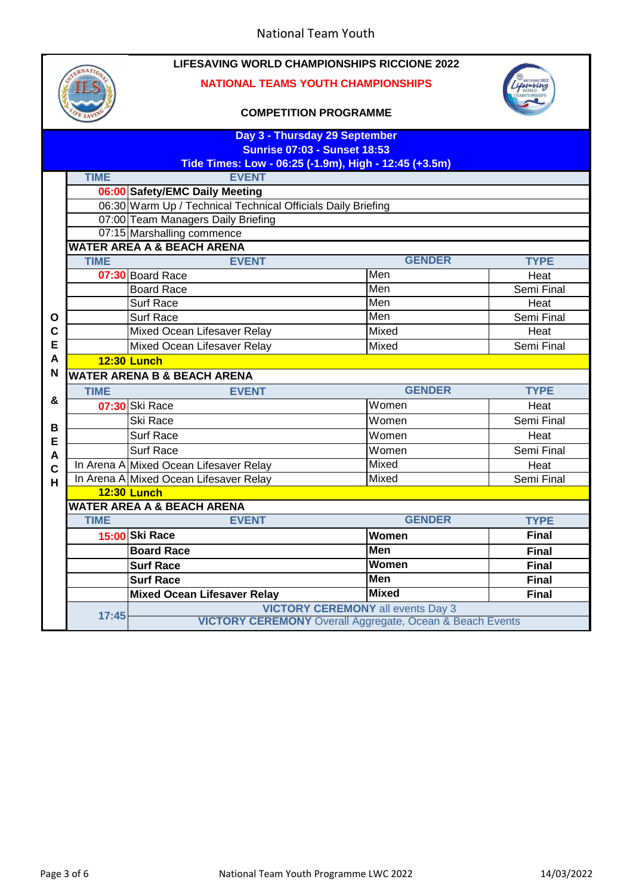LIFESAVING WORLD CHAMPIONSHIPS RICCIONE 2022

NATIONAL TEAMS YOUTH CHAMPIONSHIPS

COMPETITION PROGRAMME

**Day 3 - Thursday 29 September**

**Sunrise 07:03 - Sunset 18:53**

**Tide Times: Low - 06:25 (-1.9m), High - 12:45 (+3.5m)**

OCEAN & BEACH

| TIME | EVENT |
|---|---|
| 06:00 | **Safety/EMC Daily Meeting** |
| 06:30 | Warm Up / Technical Technical Officials Daily Briefing |
| 07:00 | Team Managers Daily Briefing |
| 07:15 | Marshalling commence |

**WATER AREA A & BEACH ARENA**

| TIME | EVENT | GENDER | TYPE |
|---|---|---|---|
| 07:30 | Board Race | Men | Heat |
| | Board Race | Men | Semi Final |
| | Surf Race | Men | Heat |
| | Surf Race | Men | Semi Final |
| | Mixed Ocean Lifesaver Relay | Mixed | Heat |
| | Mixed Ocean Lifesaver Relay | Mixed | Semi Final |
| **12:30** | **Lunch** | | |

**WATER ARENA B & BEACH ARENA**

| TIME | EVENT | GENDER | TYPE |
|---|---|---|---|
| 07:30 | Ski Race | Women | Heat |
| | Ski Race | Women | Semi Final |
| | Surf Race | Women | Heat |
| | Surf Race | Women | Semi Final |
| In Arena A | Mixed Ocean Lifesaver Relay | Mixed | Heat |
| In Arena A | Mixed Ocean Lifesaver Relay | Mixed | Semi Final |
| **12:30** | **Lunch** | | |

**WATER AREA A & BEACH ARENA**

| TIME | EVENT | GENDER | TYPE |
|---|---|---|---|
| 15:00 | **Ski Race** | **Women** | **Final** |
| | **Board Race** | **Men** | **Final** |
| | **Surf Race** | **Women** | **Final** |
| | **Surf Race** | **Men** | **Final** |
| | **Mixed Ocean Lifesaver Relay** | **Mixed** | **Final** |
| 17:45 | **VICTORY CEREMONY** all events Day 3 | | |
| | **VICTORY CEREMONY** Overall Aggregate, Ocean & Beach Events | | |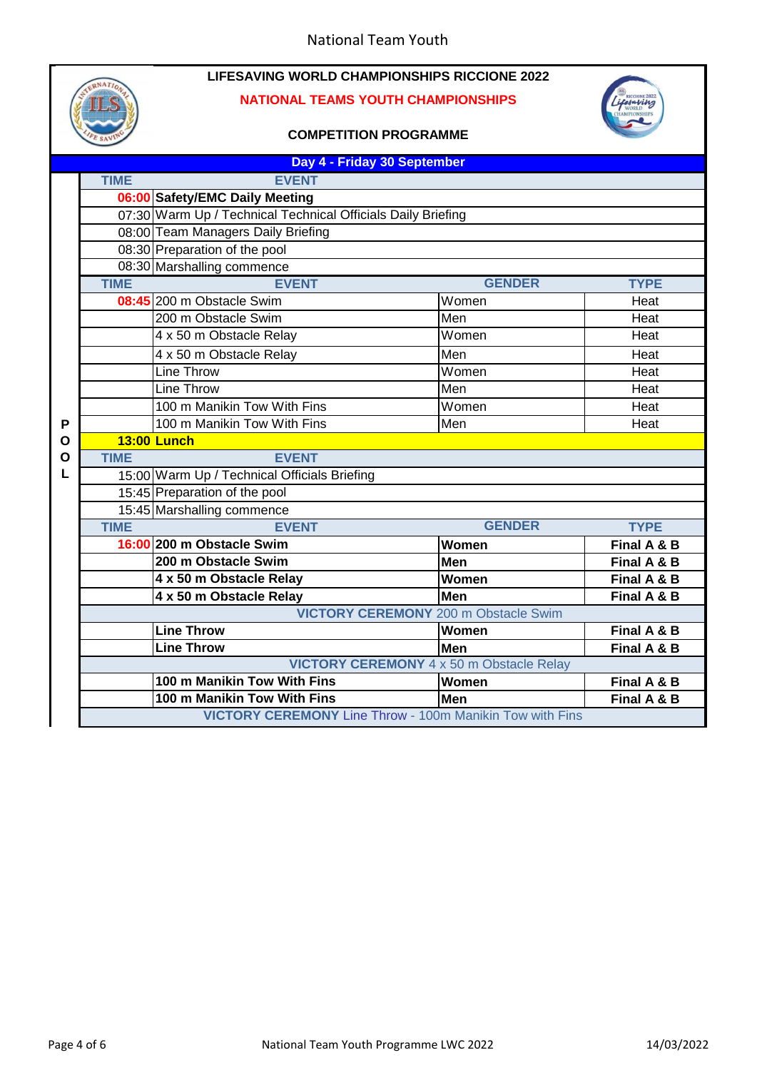National Team Youth

# LIFESAVING WORLD CHAMPIONSHIPS RICCIONE 2022

## NATIONAL TEAMS YOUTH CHAMPIONSHIPS

### COMPETITION PROGRAMME

**Day 4 - Friday 30 September**

**POOL**

| TIME | EVENT | GENDER | TYPE |
|---|---|---|---|
| 06:00 | **Safety/EMC Daily Meeting** | | |
| 07:30 | Warm Up / Technical Technical Officials Daily Briefing | | |
| 08:00 | Team Managers Daily Briefing | | |
| 08:30 | Preparation of the pool | | |
| 08:30 | Marshalling commence | | |
| **TIME** | **EVENT** | **GENDER** | **TYPE** |
| 08:45 | 200 m Obstacle Swim | Women | Heat |
| | 200 m Obstacle Swim | Men | Heat |
| | 4 x 50 m Obstacle Relay | Women | Heat |
| | 4 x 50 m Obstacle Relay | Men | Heat |
| | Line Throw | Women | Heat |
| | Line Throw | Men | Heat |
| | 100 m Manikin Tow With Fins | Women | Heat |
| | 100 m Manikin Tow With Fins | Men | Heat |
| **13:00** | **Lunch** | | |
| **TIME** | **EVENT** | | |
| 15:00 | Warm Up / Technical Officials Briefing | | |
| 15:45 | Preparation of the pool | | |
| 15:45 | Marshalling commence | | |
| **TIME** | **EVENT** | **GENDER** | **TYPE** |
| 16:00 | **200 m Obstacle Swim** | **Women** | **Final A & B** |
| | **200 m Obstacle Swim** | **Men** | **Final A & B** |
| | **4 x 50 m Obstacle Relay** | **Women** | **Final A & B** |
| | **4 x 50 m Obstacle Relay** | **Men** | **Final A & B** |
| | **VICTORY CEREMONY** 200 m Obstacle Swim | | |
| | **Line Throw** | **Women** | **Final A & B** |
| | **Line Throw** | **Men** | **Final A & B** |
| | **VICTORY CEREMONY** 4 x 50 m Obstacle Relay | | |
| | **100 m Manikin Tow With Fins** | **Women** | **Final A & B** |
| | **100 m Manikin Tow With Fins** | **Men** | **Final A & B** |
| | **VICTORY CEREMONY** Line Throw - 100m Manikin Tow with Fins | | |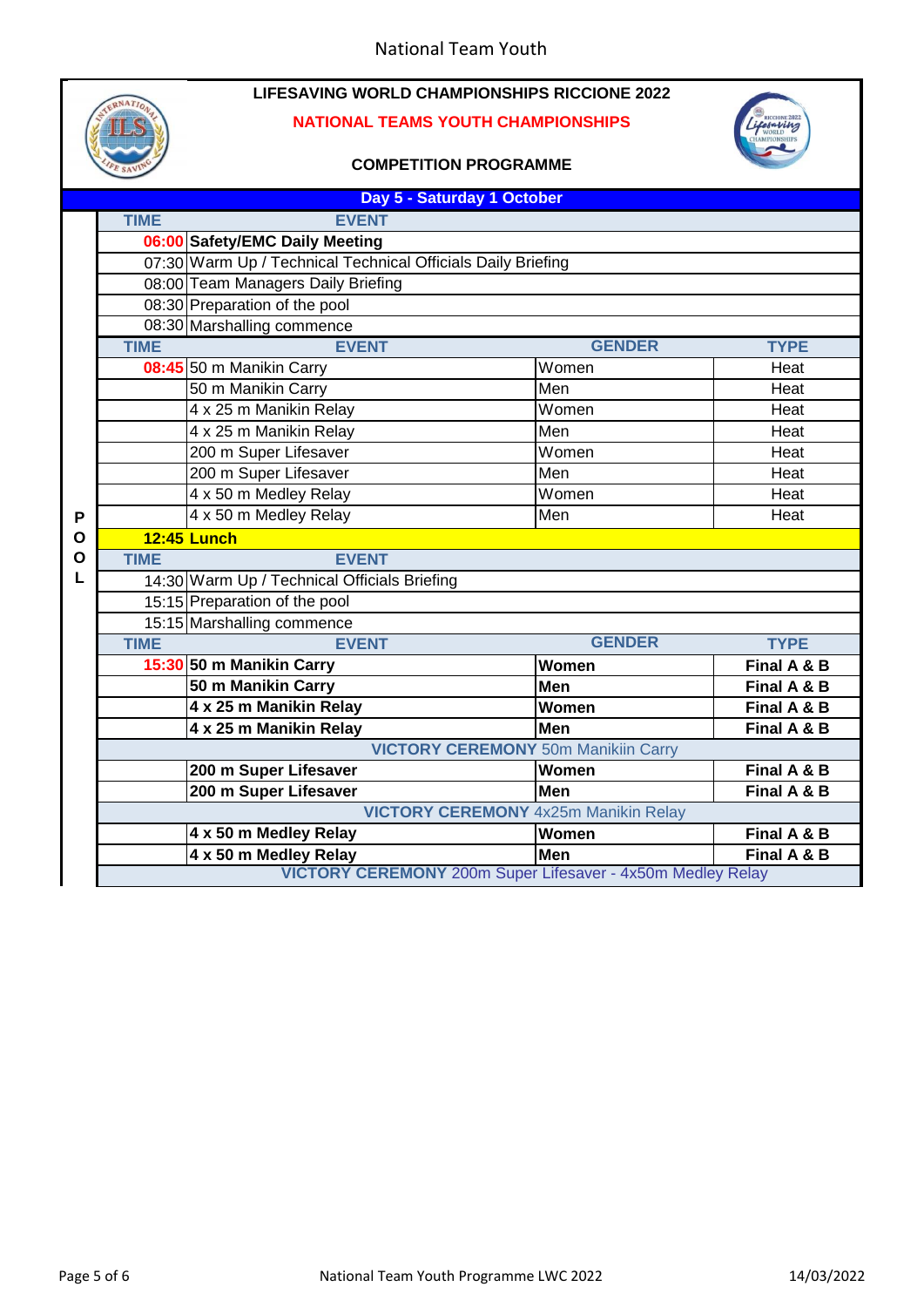National Team Youth

# LIFESAVING WORLD CHAMPIONSHIPS RICCIONE 2022

## NATIONAL TEAMS YOUTH CHAMPIONSHIPS

### COMPETITION PROGRAMME

**Day 5 - Saturday 1 October**

POOL

| TIME | EVENT | GENDER | TYPE |
|---|---|---|---|
| 06:00 | **Safety/EMC Daily Meeting** | | |
| 07:30 | Warm Up / Technical Technical Officials Daily Briefing | | |
| 08:00 | Team Managers Daily Briefing | | |
| 08:30 | Preparation of the pool | | |
| 08:30 | Marshalling commence | | |
| **TIME** | **EVENT** | **GENDER** | **TYPE** |
| 08:45 | 50 m Manikin Carry | Women | Heat |
| | 50 m Manikin Carry | Men | Heat |
| | 4 x 25 m Manikin Relay | Women | Heat |
| | 4 x 25 m Manikin Relay | Men | Heat |
| | 200 m Super Lifesaver | Women | Heat |
| | 200 m Super Lifesaver | Men | Heat |
| | 4 x 50 m Medley Relay | Women | Heat |
| | 4 x 50 m Medley Relay | Men | Heat |
| **12:45** | **Lunch** | | |
| **TIME** | **EVENT** | | |
| 14:30 | Warm Up / Technical Officials Briefing | | |
| 15:15 | Preparation of the pool | | |
| 15:15 | Marshalling commence | | |
| **TIME** | **EVENT** | **GENDER** | **TYPE** |
| 15:30 | **50 m Manikin Carry** | **Women** | **Final A & B** |
| | **50 m Manikin Carry** | **Men** | **Final A & B** |
| | **4 x 25 m Manikin Relay** | **Women** | **Final A & B** |
| | **4 x 25 m Manikin Relay** | **Men** | **Final A & B** |
| | **VICTORY CEREMONY** 50m Manikiin Carry | | |
| | **200 m Super Lifesaver** | **Women** | **Final A & B** |
| | **200 m Super Lifesaver** | **Men** | **Final A & B** |
| | **VICTORY CEREMONY** 4x25m Manikin Relay | | |
| | **4 x 50 m Medley Relay** | **Women** | **Final A & B** |
| | **4 x 50 m Medley Relay** | **Men** | **Final A & B** |
| | **VICTORY CEREMONY** 200m Super Lifesaver - 4x50m Medley Relay | | |

National Team Youth Programme LWC 2022 — 14/03/2022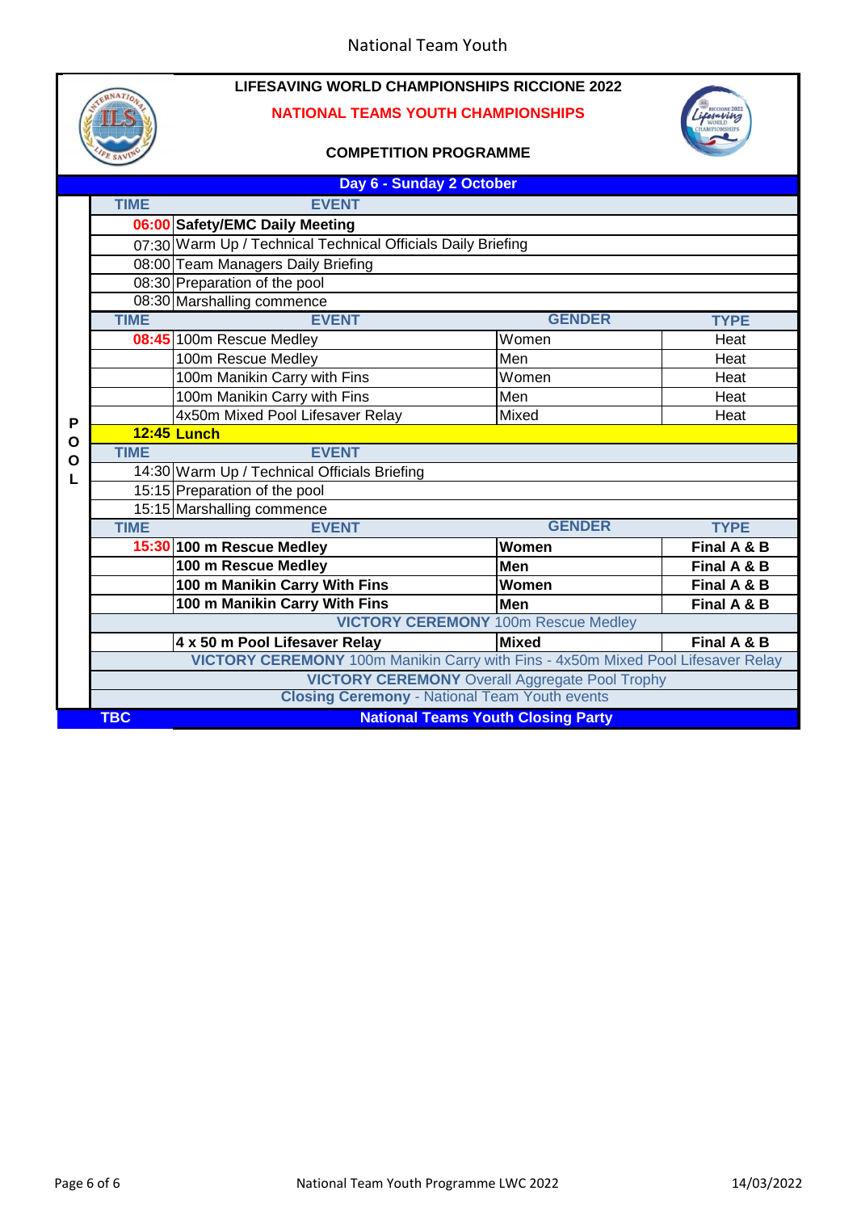## LIFESAVING WORLD CHAMPIONSHIPS RICCIONE 2022

## NATIONAL TEAMS YOUTH CHAMPIONSHIPS

### COMPETITION PROGRAMME

**Day 6 - Sunday 2 October**

**POOL**

| TIME | EVENT | | |
|---|---|---|---|
| **06:00** | **Safety/EMC Daily Meeting** | | |
| 07:30 | Warm Up / Technical Technical Officials Daily Briefing | | |
| 08:00 | Team Managers Daily Briefing | | |
| 08:30 | Preparation of the pool | | |
| 08:30 | Marshalling commence | | |
| **TIME** | **EVENT** | **GENDER** | **TYPE** |
| **08:45** | 100m Rescue Medley | Women | Heat |
| | 100m Rescue Medley | Men | Heat |
| | 100m Manikin Carry with Fins | Women | Heat |
| | 100m Manikin Carry with Fins | Men | Heat |
| | 4x50m Mixed Pool Lifesaver Relay | Mixed | Heat |
| **12:45** | **Lunch** | | |
| **TIME** | **EVENT** | | |
| 14:30 | Warm Up / Technical Officials Briefing | | |
| 15:15 | Preparation of the pool | | |
| 15:15 | Marshalling commence | | |
| **TIME** | **EVENT** | **GENDER** | **TYPE** |
| **15:30** | **100 m Rescue Medley** | **Women** | **Final A & B** |
| | **100 m Rescue Medley** | **Men** | **Final A & B** |
| | **100 m Manikin Carry With Fins** | **Women** | **Final A & B** |
| | **100 m Manikin Carry With Fins** | **Men** | **Final A & B** |
| | **VICTORY CEREMONY** 100m Rescue Medley | | |
| | **4 x 50 m Pool Lifesaver Relay** | **Mixed** | **Final A & B** |
| | **VICTORY CEREMONY** 100m Manikin Carry with Fins - 4x50m Mixed Pool Lifesaver Relay | | |
| | **VICTORY CEREMONY** Overall Aggregate Pool Trophy | | |
| | **Closing Ceremony** - National Team Youth events | | |
| **TBC** | **National Teams Youth Closing Party** | | |